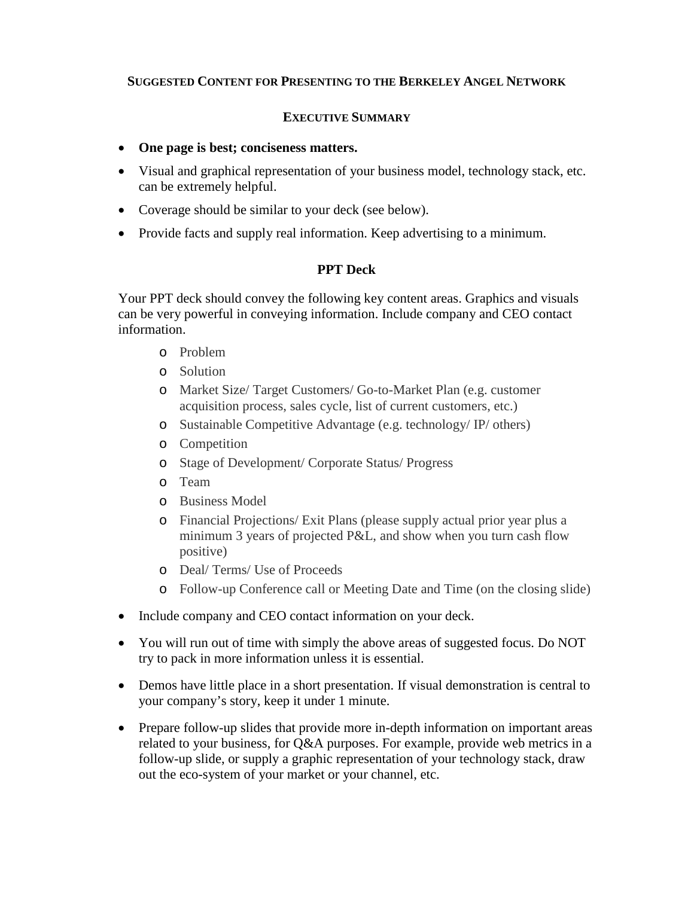## Suggested Content for Presenting to the Berkeley Angel Network

### Executive Summary

- **One page is best; conciseness matters.**
- Visual and graphical representation of your business model, technology stack, etc. can be extremely helpful.
- Coverage should be similar to your deck (see below).
- Provide facts and supply real information. Keep advertising to a minimum.

### PPT Deck

Your PPT deck should convey the following key content areas. Graphics and visuals can be very powerful in conveying information. Include company and CEO contact information.

- Problem
- Solution
- Market Size/ Target Customers/ Go-to-Market Plan (e.g. customer acquisition process, sales cycle, list of current customers, etc.)
- Sustainable Competitive Advantage (e.g. technology/ IP/ others)
- Competition
- Stage of Development/ Corporate Status/ Progress
- Team
- Business Model
- Financial Projections/ Exit Plans (please supply actual prior year plus a minimum 3 years of projected P&L, and show when you turn cash flow positive)
- Deal/ Terms/ Use of Proceeds
- Follow-up Conference call or Meeting Date and Time (on the closing slide)

- Include company and CEO contact information on your deck.
- You will run out of time with simply the above areas of suggested focus. Do NOT try to pack in more information unless it is essential.
- Demos have little place in a short presentation. If visual demonstration is central to your company's story, keep it under 1 minute.
- Prepare follow-up slides that provide more in-depth information on important areas related to your business, for Q&A purposes. For example, provide web metrics in a follow-up slide, or supply a graphic representation of your technology stack, draw out the eco-system of your market or your channel, etc.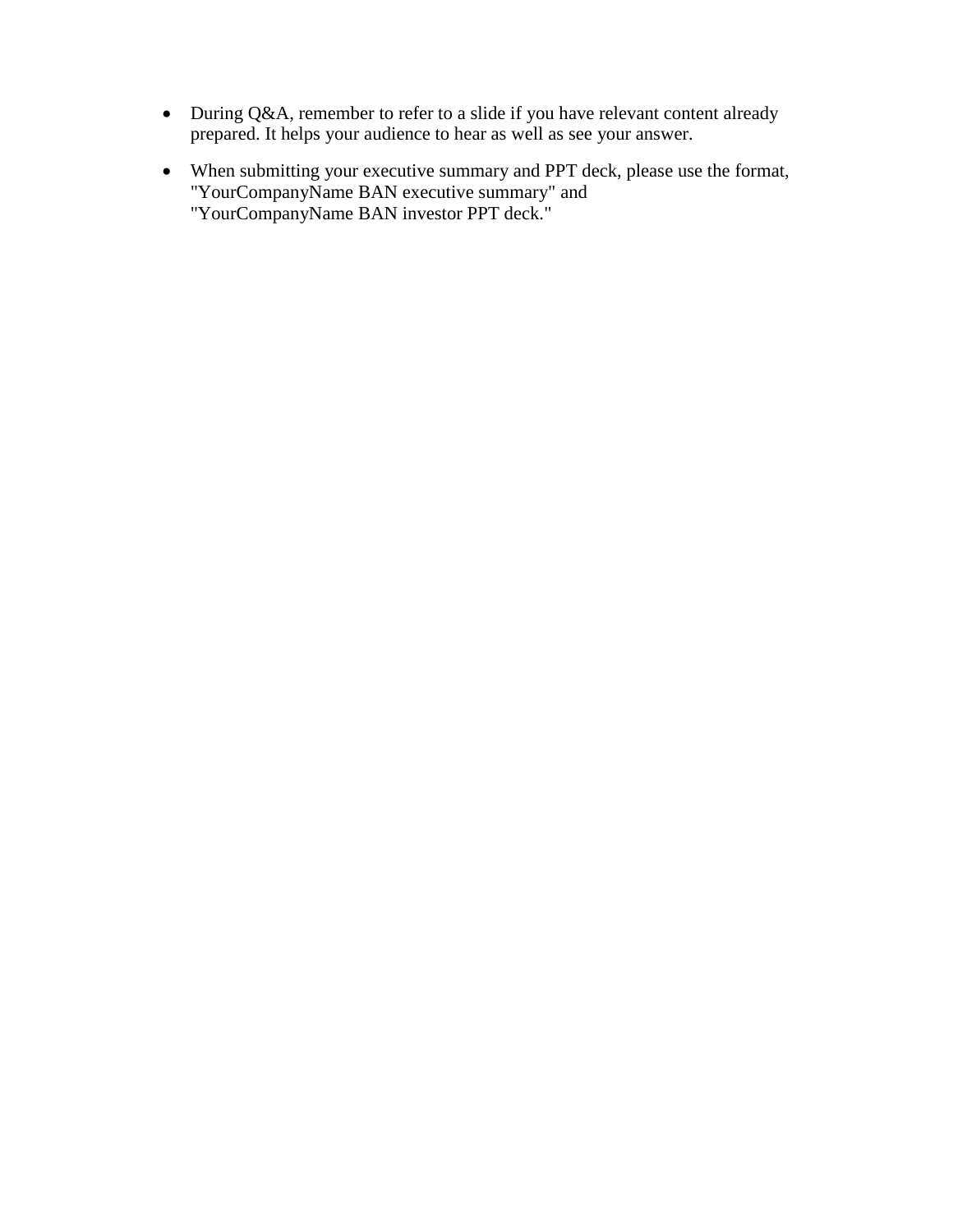- During Q&A, remember to refer to a slide if you have relevant content already prepared. It helps your audience to hear as well as see your answer.
- When submitting your executive summary and PPT deck, please use the format, "YourCompanyName BAN executive summary" and "YourCompanyName BAN investor PPT deck."